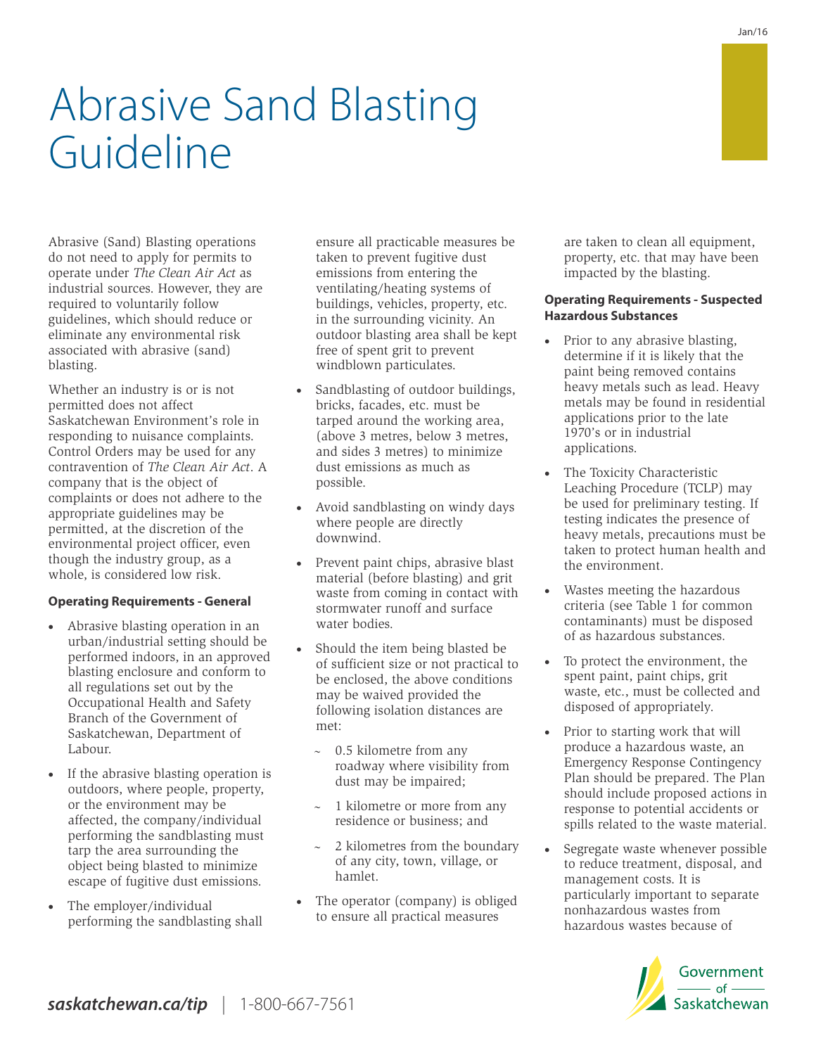# Abrasive Sand Blasting Guideline

Abrasive (Sand) Blasting operations do not need to apply for permits to operate under *The Clean Air Act* as industrial sources. However, they are required to voluntarily follow guidelines, which should reduce or eliminate any environmental risk associated with abrasive (sand) blasting.

Whether an industry is or is not permitted does not affect Saskatchewan Environment's role in responding to nuisance complaints. Control Orders may be used for any contravention of *The Clean Air Act*. A company that is the object of complaints or does not adhere to the appropriate guidelines may be permitted, at the discretion of the environmental project officer, even though the industry group, as a whole, is considered low risk.

**Operating Requirements - General**

- Abrasive blasting operation in an urban/industrial setting should be performed indoors, in an approved blasting enclosure and conform to all regulations set out by the Occupational Health and Safety Branch of the Government of Saskatchewan, Department of Labour.
- If the abrasive blasting operation is outdoors, where people, property, or the environment may be affected, the company/individual performing the sandblasting must tarp the area surrounding the object being blasted to minimize escape of fugitive dust emissions.
- The employer/individual performing the sandblasting shall ensure all practicable measures be taken to prevent fugitive dust emissions from entering the ventilating/heating systems of buildings, vehicles, property, etc. in the surrounding vicinity. An outdoor blasting area shall be kept free of spent grit to prevent windblown particulates.
- Sandblasting of outdoor buildings, bricks, facades, etc. must be tarped around the working area, (above 3 metres, below 3 metres, and sides 3 metres) to minimize dust emissions as much as possible.
- Avoid sandblasting on windy days where people are directly downwind.
- Prevent paint chips, abrasive blast material (before blasting) and grit waste from coming in contact with stormwater runoff and surface water bodies.
- Should the item being blasted be of sufficient size or not practical to be enclosed, the above conditions may be waived provided the following isolation distances are met:
  - 0.5 kilometre from any roadway where visibility from dust may be impaired;
  - 1 kilometre or more from any residence or business; and
  - 2 kilometres from the boundary of any city, town, village, or hamlet.
- The operator (company) is obliged to ensure all practical measures are taken to clean all equipment, property, etc. that may have been impacted by the blasting.

**Operating Requirements - Suspected Hazardous Substances**

- Prior to any abrasive blasting, determine if it is likely that the paint being removed contains heavy metals such as lead. Heavy metals may be found in residential applications prior to the late 1970's or in industrial applications.
- The Toxicity Characteristic Leaching Procedure (TCLP) may be used for preliminary testing. If testing indicates the presence of heavy metals, precautions must be taken to protect human health and the environment.
- Wastes meeting the hazardous criteria (see Table 1 for common contaminants) must be disposed of as hazardous substances.
- To protect the environment, the spent paint, paint chips, grit waste, etc., must be collected and disposed of appropriately.
- Prior to starting work that will produce a hazardous waste, an Emergency Response Contingency Plan should be prepared. The Plan should include proposed actions in response to potential accidents or spills related to the waste material.
- Segregate waste whenever possible to reduce treatment, disposal, and management costs. It is particularly important to separate nonhazardous wastes from hazardous wastes because of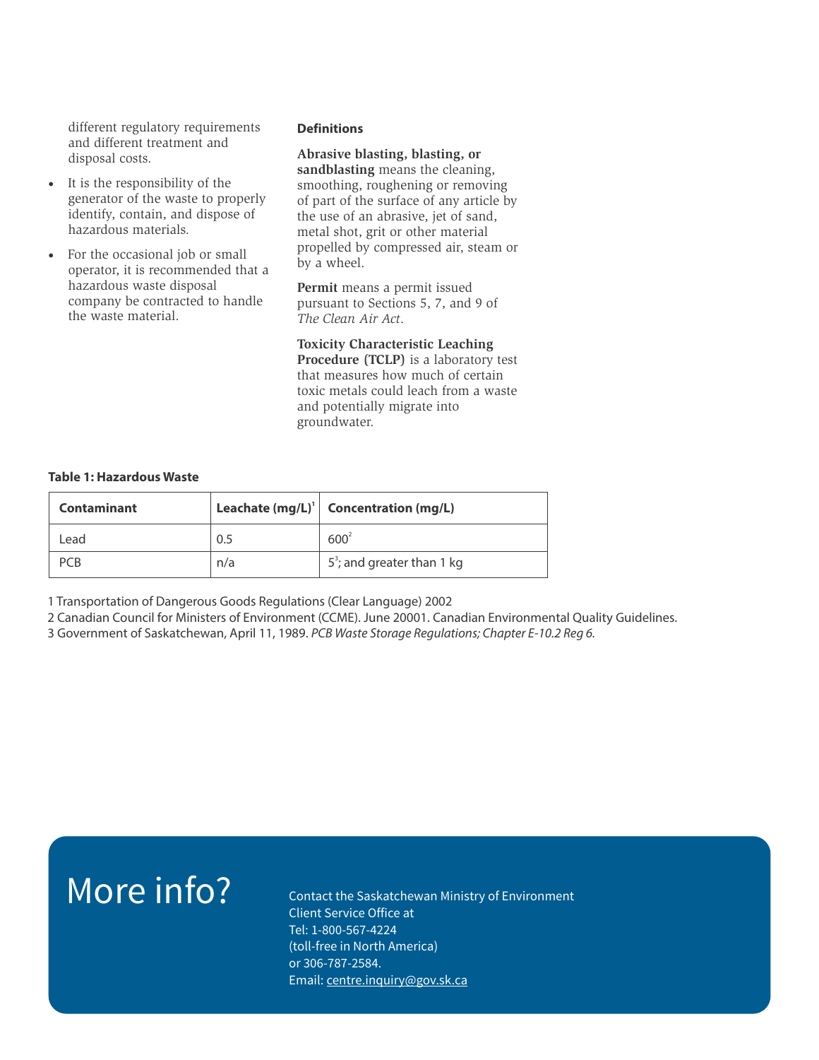different regulatory requirements and different treatment and disposal costs.

- It is the responsibility of the generator of the waste to properly identify, contain, and dispose of hazardous materials.
- For the occasional job or small operator, it is recommended that a hazardous waste disposal company be contracted to handle the waste material.

**Definitions**

**Abrasive blasting, blasting, or sandblasting** means the cleaning, smoothing, roughening or removing of part of the surface of any article by the use of an abrasive, jet of sand, metal shot, grit or other material propelled by compressed air, steam or by a wheel.

**Permit** means a permit issued pursuant to Sections 5, 7, and 9 of *The Clean Air Act*.

**Toxicity Characteristic Leaching Procedure (TCLP)** is a laboratory test that measures how much of certain toxic metals could leach from a waste and potentially migrate into groundwater.

**Table 1: Hazardous Waste**

| Contaminant | Leachate (mg/L)[1] | Concentration (mg/L) |
|---|---|---|
| Lead | 0.5 | 600[2] |
| PCB | n/a | 5[3]; and greater than 1 kg |

1 Transportation of Dangerous Goods Regulations (Clear Language) 2002

2 Canadian Council for Ministers of Environment (CCME). June 20001. Canadian Environmental Quality Guidelines.

3 Government of Saskatchewan, April 11, 1989. *PCB Waste Storage Regulations; Chapter E-10.2 Reg 6.*

# More info?

Contact the Saskatchewan Ministry of Environment Client Service Office at
Tel: 1-800-567-4224
(toll-free in North America)
or 306-787-2584.
Email: centre.inquiry@gov.sk.ca